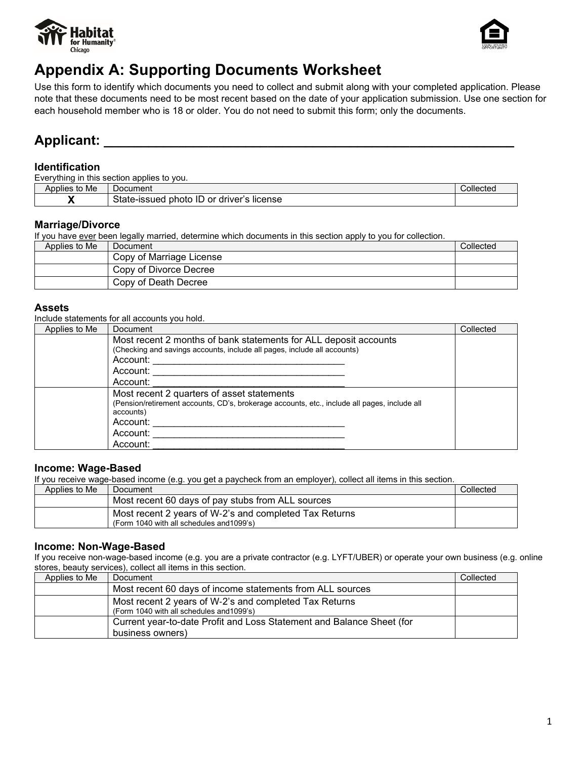# Appendix A: Supporting Documents Worksheet

Use this form to identify which documents you need to collect and submit along with your completed application. Please note that these documents need to be most recent based on the date of your application submission. Use one section for each household member who is 18 or older. You do not need to submit this form; only the documents.

## Applicant: ___________________________________________________

### Identification

Everything in this section applies to you.

| Applies to Me | Document | Collected |
|---|---|---|
| **X** | State-issued photo ID or driver's license | |

### Marriage/Divorce

If you have ever been legally married, determine which documents in this section apply to you for collection.

| Applies to Me | Document | Collected |
|---|---|---|
| | Copy of Marriage License | |
| | Copy of Divorce Decree | |
| | Copy of Death Decree | |

### Assets

Include statements for all accounts you hold.

| Applies to Me | Document | Collected |
|---|---|---|
| | Most recent 2 months of bank statements for ALL deposit accounts<br>(Checking and savings accounts, include all pages, include all accounts)<br>Account: ___________________________________<br>Account: ___________________________________<br>Account: ___________________________________ | |
| | Most recent 2 quarters of asset statements<br>(Pension/retirement accounts, CD's, brokerage accounts, etc., include all pages, include all accounts)<br>Account: ___________________________________<br>Account: ___________________________________<br>Account: ___________________________________ | |

### Income: Wage-Based

If you receive wage-based income (e.g. you get a paycheck from an employer), collect all items in this section.

| Applies to Me | Document | Collected |
|---|---|---|
| | Most recent 60 days of pay stubs from ALL sources | |
| | Most recent 2 years of W-2's and completed Tax Returns<br>(Form 1040 with all schedules and1099's) | |

### Income: Non-Wage-Based

If you receive non-wage-based income (e.g. you are a private contractor (e.g. LYFT/UBER) or operate your own business (e.g. online stores, beauty services), collect all items in this section.

| Applies to Me | Document | Collected |
|---|---|---|
| | Most recent 60 days of income statements from ALL sources | |
| | Most recent 2 years of W-2's and completed Tax Returns<br>(Form 1040 with all schedules and1099's) | |
| | Current year-to-date Profit and Loss Statement and Balance Sheet (for business owners) | |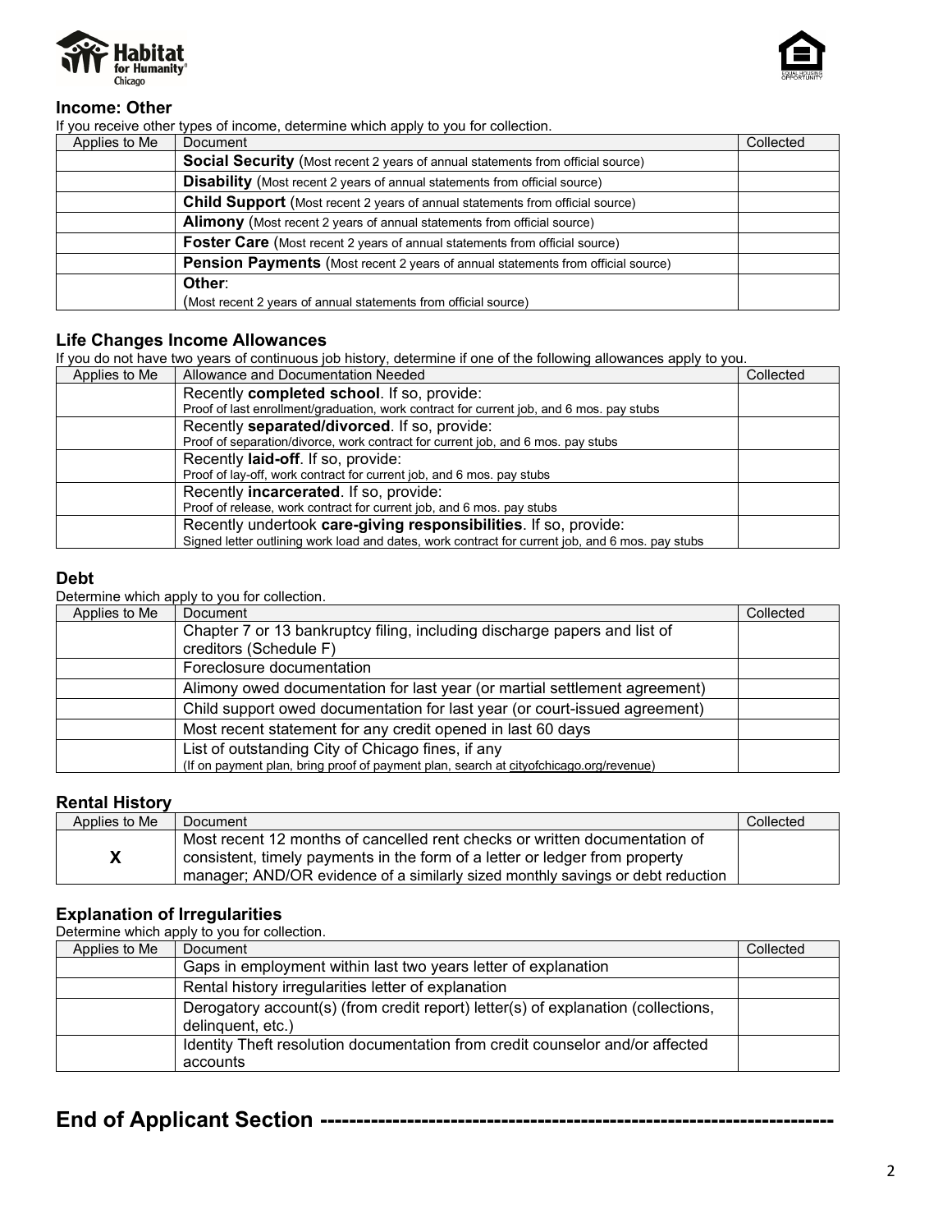### Income: Other

If you receive other types of income, determine which apply to you for collection.

| Applies to Me | Document | Collected |
|---|---|---|
| | **Social Security** (Most recent 2 years of annual statements from official source) | |
| | **Disability** (Most recent 2 years of annual statements from official source) | |
| | **Child Support** (Most recent 2 years of annual statements from official source) | |
| | **Alimony** (Most recent 2 years of annual statements from official source) | |
| | **Foster Care** (Most recent 2 years of annual statements from official source) | |
| | **Pension Payments** (Most recent 2 years of annual statements from official source) | |
| | **Other**: (Most recent 2 years of annual statements from official source) | |

### Life Changes Income Allowances

If you do not have two years of continuous job history, determine if one of the following allowances apply to you.

| Applies to Me | Allowance and Documentation Needed | Collected |
|---|---|---|
| | Recently **completed school**. If so, provide: Proof of last enrollment/graduation, work contract for current job, and 6 mos. pay stubs | |
| | Recently **separated/divorced**. If so, provide: Proof of separation/divorce, work contract for current job, and 6 mos. pay stubs | |
| | Recently **laid-off**. If so, provide: Proof of lay-off, work contract for current job, and 6 mos. pay stubs | |
| | Recently **incarcerated**. If so, provide: Proof of release, work contract for current job, and 6 mos. pay stubs | |
| | Recently undertook **care-giving responsibilities**. If so, provide: Signed letter outlining work load and dates, work contract for current job, and 6 mos. pay stubs | |

### Debt

Determine which apply to you for collection.

| Applies to Me | Document | Collected |
|---|---|---|
| | Chapter 7 or 13 bankruptcy filing, including discharge papers and list of creditors (Schedule F) | |
| | Foreclosure documentation | |
| | Alimony owed documentation for last year (or martial settlement agreement) | |
| | Child support owed documentation for last year (or court-issued agreement) | |
| | Most recent statement for any credit opened in last 60 days | |
| | List of outstanding City of Chicago fines, if any (If on payment plan, bring proof of payment plan, search at cityofchicago.org/revenue) | |

### Rental History

| Applies to Me | Document | Collected |
|---|---|---|
| X | Most recent 12 months of cancelled rent checks or written documentation of consistent, timely payments in the form of a letter or ledger from property manager; AND/OR evidence of a similarly sized monthly savings or debt reduction | |

### Explanation of Irregularities

Determine which apply to you for collection.

| Applies to Me | Document | Collected |
|---|---|---|
| | Gaps in employment within last two years letter of explanation | |
| | Rental history irregularities letter of explanation | |
| | Derogatory account(s) (from credit report) letter(s) of explanation (collections, delinquent, etc.) | |
| | Identity Theft resolution documentation from credit counselor and/or affected accounts | |

## End of Applicant Section ----------------------------------------------------------------------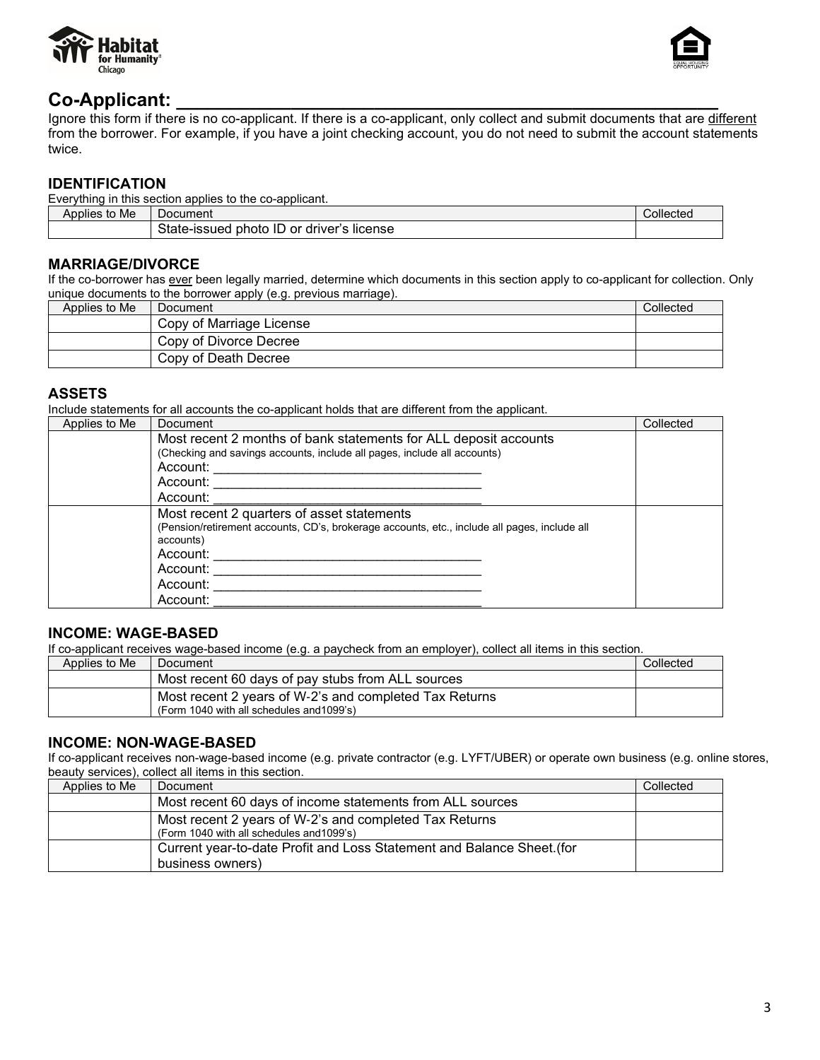# Co-Applicant: ______________________________________________

Ignore this form if there is no co-applicant. If there is a co-applicant, only collect and submit documents that are <u>different</u> from the borrower. For example, if you have a joint checking account, you do not need to submit the account statements twice.

## IDENTIFICATION

Everything in this section applies to the co-applicant.

| Applies to Me | Document | Collected |
|---|---|---|
| | State-issued photo ID or driver's license | |

## MARRIAGE/DIVORCE

If the co-borrower has <u>ever</u> been legally married, determine which documents in this section apply to co-applicant for collection. Only unique documents to the borrower apply (e.g. previous marriage).

| Applies to Me | Document | Collected |
|---|---|---|
| | Copy of Marriage License | |
| | Copy of Divorce Decree | |
| | Copy of Death Decree | |

## ASSETS

Include statements for all accounts the co-applicant holds that are different from the applicant.

| Applies to Me | Document | Collected |
|---|---|---|
| | Most recent 2 months of bank statements for ALL deposit accounts<br>(Checking and savings accounts, include all pages, include all accounts)<br>Account: ______________________________<br>Account: ______________________________<br>Account: ______________________________ | |
| | Most recent 2 quarters of asset statements<br>(Pension/retirement accounts, CD's, brokerage accounts, etc., include all pages, include all accounts)<br>Account: ______________________________<br>Account: ______________________________<br>Account: ______________________________<br>Account: ______________________________ | |

## INCOME: WAGE-BASED

If co-applicant receives wage-based income (e.g. a paycheck from an employer), collect all items in this section.

| Applies to Me | Document | Collected |
|---|---|---|
| | Most recent 60 days of pay stubs from ALL sources | |
| | Most recent 2 years of W-2's and completed Tax Returns<br>(Form 1040 with all schedules and1099's) | |

## INCOME: NON-WAGE-BASED

If co-applicant receives non-wage-based income (e.g. private contractor (e.g. LYFT/UBER) or operate own business (e.g. online stores, beauty services), collect all items in this section.

| Applies to Me | Document | Collected |
|---|---|---|
| | Most recent 60 days of income statements from ALL sources | |
| | Most recent 2 years of W-2's and completed Tax Returns<br>(Form 1040 with all schedules and1099's) | |
| | Current year-to-date Profit and Loss Statement and Balance Sheet.(for business owners) | |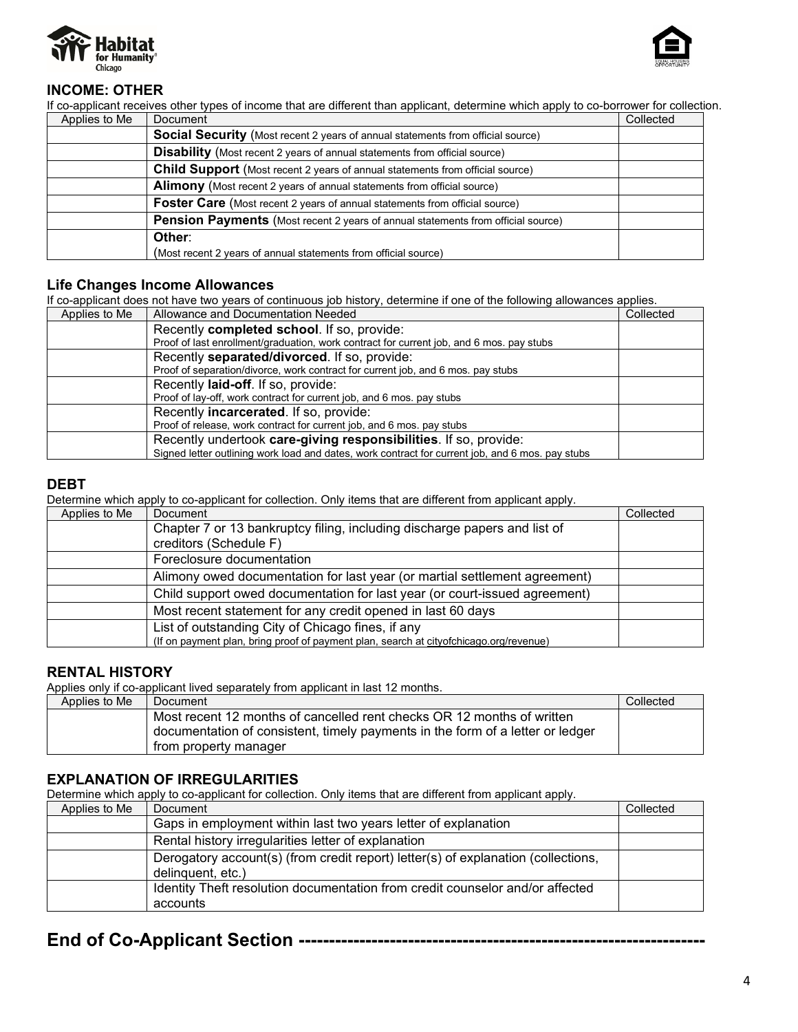## INCOME: OTHER

If co-applicant receives other types of income that are different than applicant, determine which apply to co-borrower for collection.

| Applies to Me | Document | Collected |
|---|---|---|
| | **Social Security** (Most recent 2 years of annual statements from official source) | |
| | **Disability** (Most recent 2 years of annual statements from official source) | |
| | **Child Support** (Most recent 2 years of annual statements from official source) | |
| | **Alimony** (Most recent 2 years of annual statements from official source) | |
| | **Foster Care** (Most recent 2 years of annual statements from official source) | |
| | **Pension Payments** (Most recent 2 years of annual statements from official source) | |
| | **Other**: (Most recent 2 years of annual statements from official source) | |

## Life Changes Income Allowances

If co-applicant does not have two years of continuous job history, determine if one of the following allowances applies.

| Applies to Me | Allowance and Documentation Needed | Collected |
|---|---|---|
| | Recently **completed school**. If so, provide: Proof of last enrollment/graduation, work contract for current job, and 6 mos. pay stubs | |
| | Recently **separated/divorced**. If so, provide: Proof of separation/divorce, work contract for current job, and 6 mos. pay stubs | |
| | Recently **laid-off**. If so, provide: Proof of lay-off, work contract for current job, and 6 mos. pay stubs | |
| | Recently **incarcerated**. If so, provide: Proof of release, work contract for current job, and 6 mos. pay stubs | |
| | Recently undertook **care-giving responsibilities**. If so, provide: Signed letter outlining work load and dates, work contract for current job, and 6 mos. pay stubs | |

## DEBT

Determine which apply to co-applicant for collection. Only items that are different from applicant apply.

| Applies to Me | Document | Collected |
|---|---|---|
| | Chapter 7 or 13 bankruptcy filing, including discharge papers and list of creditors (Schedule F) | |
| | Foreclosure documentation | |
| | Alimony owed documentation for last year (or martial settlement agreement) | |
| | Child support owed documentation for last year (or court-issued agreement) | |
| | Most recent statement for any credit opened in last 60 days | |
| | List of outstanding City of Chicago fines, if any (If on payment plan, bring proof of payment plan, search at cityofchicago.org/revenue) | |

## RENTAL HISTORY

Applies only if co-applicant lived separately from applicant in last 12 months.

| Applies to Me | Document | Collected |
|---|---|---|
| | Most recent 12 months of cancelled rent checks OR 12 months of written documentation of consistent, timely payments in the form of a letter or ledger from property manager | |

## EXPLANATION OF IRREGULARITIES

Determine which apply to co-applicant for collection. Only items that are different from applicant apply.

| Applies to Me | Document | Collected |
|---|---|---|
| | Gaps in employment within last two years letter of explanation | |
| | Rental history irregularities letter of explanation | |
| | Derogatory account(s) (from credit report) letter(s) of explanation (collections, delinquent, etc.) | |
| | Identity Theft resolution documentation from credit counselor and/or affected accounts | |

# End of Co-Applicant Section ------------------------------------------------------------------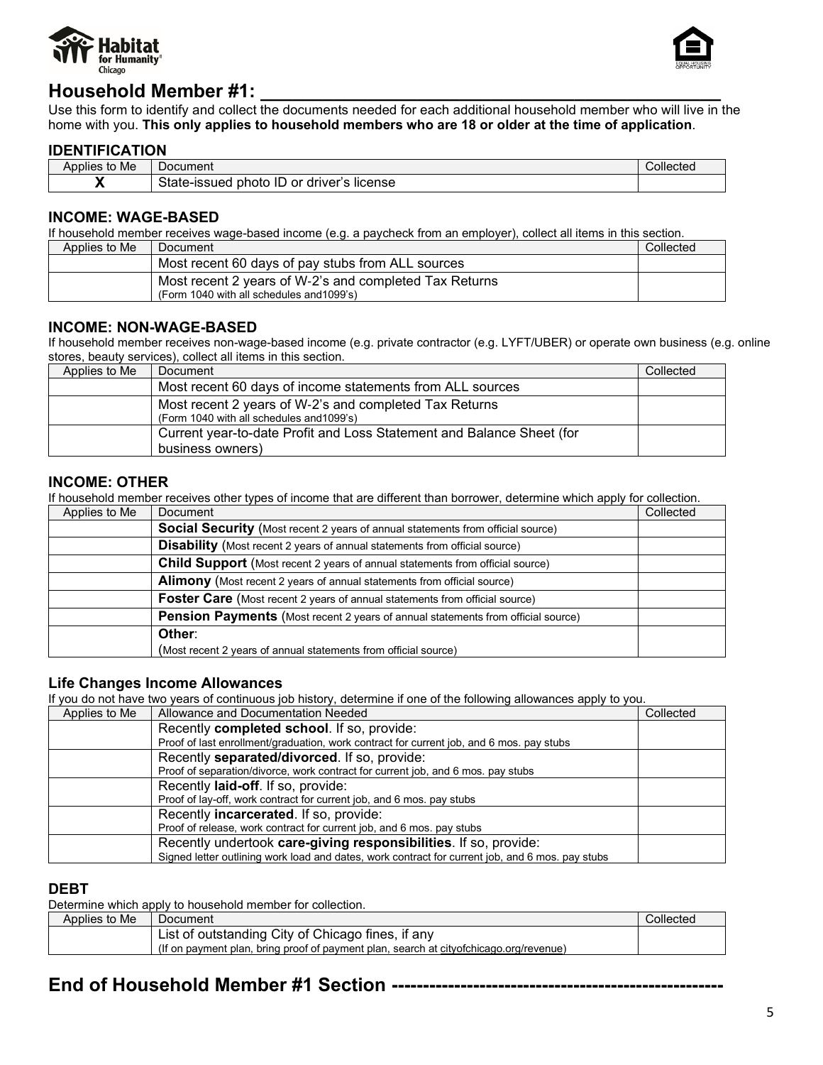## Household Member #1: ______________________________________________

Use this form to identify and collect the documents needed for each additional household member who will live in the home with you. **This only applies to household members who are 18 or older at the time of application**.

### IDENTIFICATION

| Applies to Me | Document | Collected |
|---|---|---|
| X | State-issued photo ID or driver's license | |

### INCOME: WAGE-BASED

If household member receives wage-based income (e.g. a paycheck from an employer), collect all items in this section.

| Applies to Me | Document | Collected |
|---|---|---|
| | Most recent 60 days of pay stubs from ALL sources | |
| | Most recent 2 years of W-2's and completed Tax Returns (Form 1040 with all schedules and1099's) | |

### INCOME: NON-WAGE-BASED

If household member receives non-wage-based income (e.g. private contractor (e.g. LYFT/UBER) or operate own business (e.g. online stores, beauty services), collect all items in this section.

| Applies to Me | Document | Collected |
|---|---|---|
| | Most recent 60 days of income statements from ALL sources | |
| | Most recent 2 years of W-2's and completed Tax Returns (Form 1040 with all schedules and1099's) | |
| | Current year-to-date Profit and Loss Statement and Balance Sheet (for business owners) | |

### INCOME: OTHER

If household member receives other types of income that are different than borrower, determine which apply for collection.

| Applies to Me | Document | Collected |
|---|---|---|
| | **Social Security** (Most recent 2 years of annual statements from official source) | |
| | **Disability** (Most recent 2 years of annual statements from official source) | |
| | **Child Support** (Most recent 2 years of annual statements from official source) | |
| | **Alimony** (Most recent 2 years of annual statements from official source) | |
| | **Foster Care** (Most recent 2 years of annual statements from official source) | |
| | **Pension Payments** (Most recent 2 years of annual statements from official source) | |
| | **Other**: (Most recent 2 years of annual statements from official source) | |

### Life Changes Income Allowances

If you do not have two years of continuous job history, determine if one of the following allowances apply to you.

| Applies to Me | Allowance and Documentation Needed | Collected |
|---|---|---|
| | Recently **completed school**. If so, provide: Proof of last enrollment/graduation, work contract for current job, and 6 mos. pay stubs | |
| | Recently **separated/divorced**. If so, provide: Proof of separation/divorce, work contract for current job, and 6 mos. pay stubs | |
| | Recently **laid-off**. If so, provide: Proof of lay-off, work contract for current job, and 6 mos. pay stubs | |
| | Recently **incarcerated**. If so, provide: Proof of release, work contract for current job, and 6 mos. pay stubs | |
| | Recently undertook **care-giving responsibilities**. If so, provide: Signed letter outlining work load and dates, work contract for current job, and 6 mos. pay stubs | |

### DEBT

Determine which apply to household member for collection.

| Applies to Me | Document | Collected |
|---|---|---|
| | List of outstanding City of Chicago fines, if any (If on payment plan, bring proof of payment plan, search at cityofchicago.org/revenue) | |

## End of Household Member #1 Section ---------------------------------------------------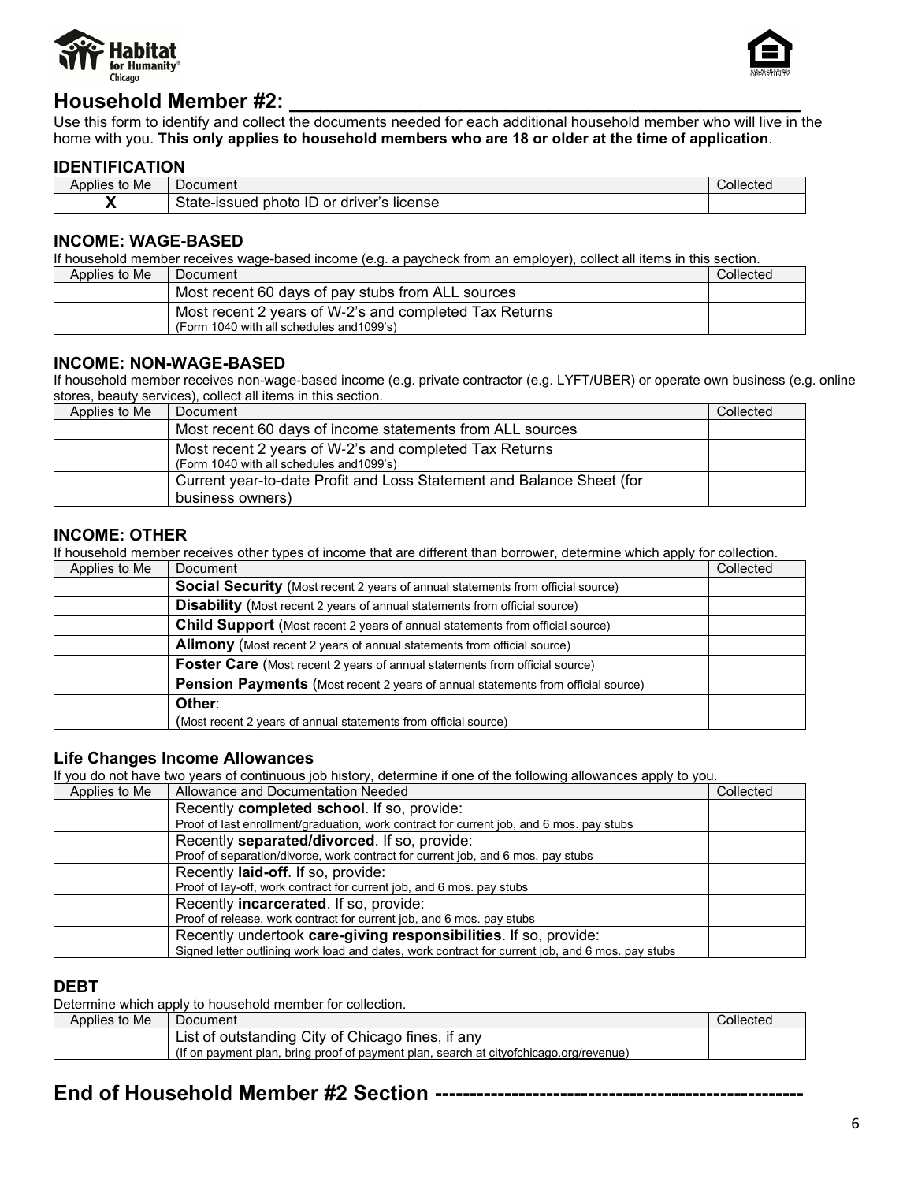# Household Member #2: _______________________________________________

Use this form to identify and collect the documents needed for each additional household member who will live in the home with you. **This only applies to household members who are 18 or older at the time of application**.

### IDENTIFICATION

| Applies to Me | Document | Collected |
|---|---|---|
| X | State-issued photo ID or driver's license | |

### INCOME: WAGE-BASED

If household member receives wage-based income (e.g. a paycheck from an employer), collect all items in this section.

| Applies to Me | Document | Collected |
|---|---|---|
| | Most recent 60 days of pay stubs from ALL sources | |
| | Most recent 2 years of W-2's and completed Tax Returns (Form 1040 with all schedules and1099's) | |

### INCOME: NON-WAGE-BASED

If household member receives non-wage-based income (e.g. private contractor (e.g. LYFT/UBER) or operate own business (e.g. online stores, beauty services), collect all items in this section.

| Applies to Me | Document | Collected |
|---|---|---|
| | Most recent 60 days of income statements from ALL sources | |
| | Most recent 2 years of W-2's and completed Tax Returns (Form 1040 with all schedules and1099's) | |
| | Current year-to-date Profit and Loss Statement and Balance Sheet (for business owners) | |

### INCOME: OTHER

If household member receives other types of income that are different than borrower, determine which apply for collection.

| Applies to Me | Document | Collected |
|---|---|---|
| | **Social Security** (Most recent 2 years of annual statements from official source) | |
| | **Disability** (Most recent 2 years of annual statements from official source) | |
| | **Child Support** (Most recent 2 years of annual statements from official source) | |
| | **Alimony** (Most recent 2 years of annual statements from official source) | |
| | **Foster Care** (Most recent 2 years of annual statements from official source) | |
| | **Pension Payments** (Most recent 2 years of annual statements from official source) | |
| | **Other**: (Most recent 2 years of annual statements from official source) | |

### Life Changes Income Allowances

If you do not have two years of continuous job history, determine if one of the following allowances apply to you.

| Applies to Me | Allowance and Documentation Needed | Collected |
|---|---|---|
| | Recently **completed school**. If so, provide: Proof of last enrollment/graduation, work contract for current job, and 6 mos. pay stubs | |
| | Recently **separated/divorced**. If so, provide: Proof of separation/divorce, work contract for current job, and 6 mos. pay stubs | |
| | Recently **laid-off**. If so, provide: Proof of lay-off, work contract for current job, and 6 mos. pay stubs | |
| | Recently **incarcerated**. If so, provide: Proof of release, work contract for current job, and 6 mos. pay stubs | |
| | Recently undertook **care-giving responsibilities**. If so, provide: Signed letter outlining work load and dates, work contract for current job, and 6 mos. pay stubs | |

### DEBT

Determine which apply to household member for collection.

| Applies to Me | Document | Collected |
|---|---|---|
| | List of outstanding City of Chicago fines, if any (If on payment plan, bring proof of payment plan, search at cityofchicago.org/revenue) | |

## End of Household Member #2 Section ---------------------------------------------------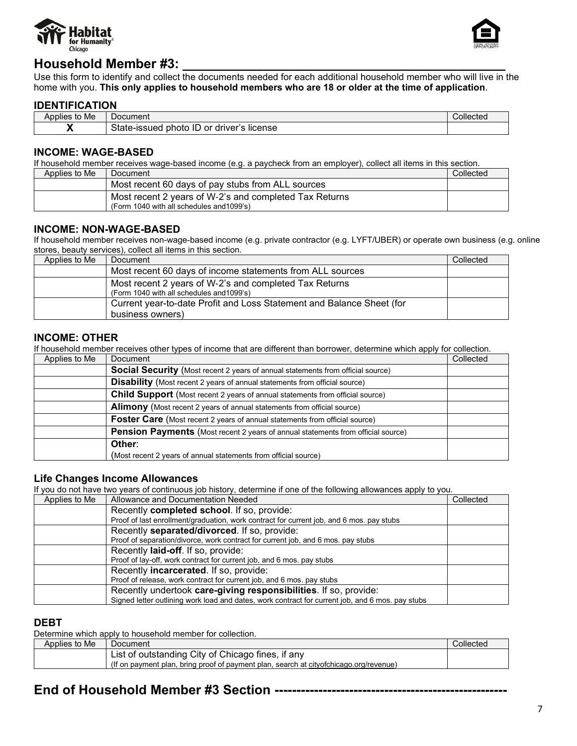## Household Member #3: _______________________________________________

Use this form to identify and collect the documents needed for each additional household member who will live in the home with you. **This only applies to household members who are 18 or older at the time of application**.

### IDENTIFICATION

| Applies to Me | Document | Collected |
|---|---|---|
| **X** | State-issued photo ID or driver's license | |

### INCOME: WAGE-BASED

If household member receives wage-based income (e.g. a paycheck from an employer), collect all items in this section.

| Applies to Me | Document | Collected |
|---|---|---|
| | Most recent 60 days of pay stubs from ALL sources | |
| | Most recent 2 years of W-2's and completed Tax Returns (Form 1040 with all schedules and1099's) | |

### INCOME: NON-WAGE-BASED

If household member receives non-wage-based income (e.g. private contractor (e.g. LYFT/UBER) or operate own business (e.g. online stores, beauty services), collect all items in this section.

| Applies to Me | Document | Collected |
|---|---|---|
| | Most recent 60 days of income statements from ALL sources | |
| | Most recent 2 years of W-2's and completed Tax Returns (Form 1040 with all schedules and1099's) | |
| | Current year-to-date Profit and Loss Statement and Balance Sheet (for business owners) | |

### INCOME: OTHER

If household member receives other types of income that are different than borrower, determine which apply for collection.

| Applies to Me | Document | Collected |
|---|---|---|
| | **Social Security** (Most recent 2 years of annual statements from official source) | |
| | **Disability** (Most recent 2 years of annual statements from official source) | |
| | **Child Support** (Most recent 2 years of annual statements from official source) | |
| | **Alimony** (Most recent 2 years of annual statements from official source) | |
| | **Foster Care** (Most recent 2 years of annual statements from official source) | |
| | **Pension Payments** (Most recent 2 years of annual statements from official source) | |
| | **Other**: (Most recent 2 years of annual statements from official source) | |

### Life Changes Income Allowances

If you do not have two years of continuous job history, determine if one of the following allowances apply to you.

| Applies to Me | Allowance and Documentation Needed | Collected |
|---|---|---|
| | Recently **completed school**. If so, provide: Proof of last enrollment/graduation, work contract for current job, and 6 mos. pay stubs | |
| | Recently **separated/divorced**. If so, provide: Proof of separation/divorce, work contract for current job, and 6 mos. pay stubs | |
| | Recently **laid-off**. If so, provide: Proof of lay-off, work contract for current job, and 6 mos. pay stubs | |
| | Recently **incarcerated**. If so, provide: Proof of release, work contract for current job, and 6 mos. pay stubs | |
| | Recently undertook **care-giving responsibilities**. If so, provide: Signed letter outlining work load and dates, work contract for current job, and 6 mos. pay stubs | |

### DEBT

Determine which apply to household member for collection.

| Applies to Me | Document | Collected |
|---|---|---|
| | List of outstanding City of Chicago fines, if any (If on payment plan, bring proof of payment plan, search at cityofchicago.org/revenue) | |

## End of Household Member #3 Section ---------------------------------------------------